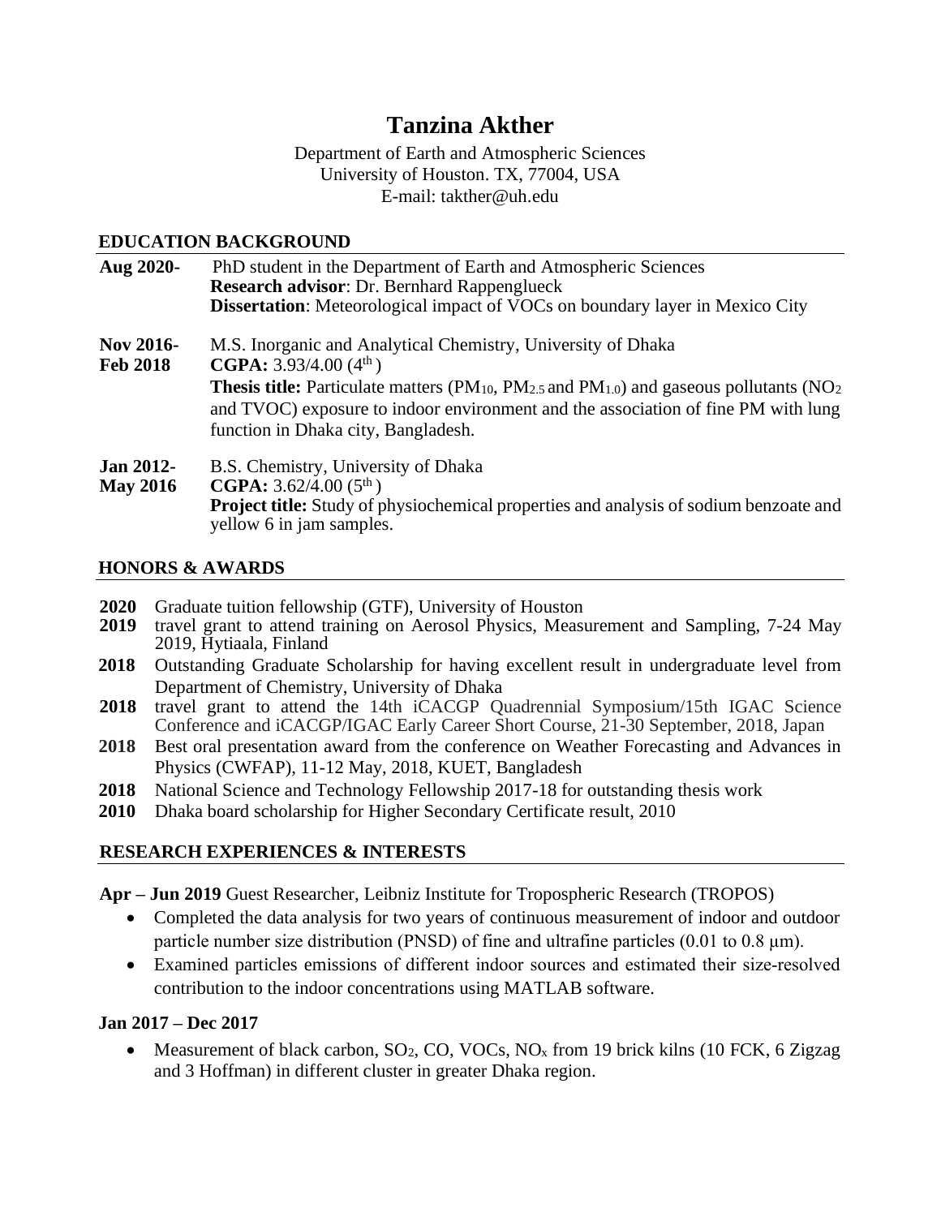# Tanzina Akther

Department of Earth and Atmospheric Sciences
University of Houston. TX, 77004, USA
E-mail: takther@uh.edu

## EDUCATION BACKGROUND

**Aug 2020-** PhD student in the Department of Earth and Atmospheric Sciences
**Research advisor**: Dr. Bernhard Rappenglueck
**Dissertation**: Meteorological impact of VOCs on boundary layer in Mexico City

**Nov 2016- Feb 2018** M.S. Inorganic and Analytical Chemistry, University of Dhaka
**CGPA:** 3.93/4.00 ($4^{th}$)
**Thesis title:** Particulate matters ($PM_{10}$, $PM_{2.5}$ and $PM_{1.0}$) and gaseous pollutants ($NO_2$ and TVOC) exposure to indoor environment and the association of fine PM with lung function in Dhaka city, Bangladesh.

**Jan 2012- May 2016** B.S. Chemistry, University of Dhaka
**CGPA:** 3.62/4.00 ($5^{th}$)
**Project title:** Study of physiochemical properties and analysis of sodium benzoate and yellow 6 in jam samples.

## HONORS & AWARDS

- **2020** Graduate tuition fellowship (GTF), University of Houston
- **2019** travel grant to attend training on Aerosol Physics, Measurement and Sampling, 7-24 May 2019, Hytiaala, Finland
- **2018** Outstanding Graduate Scholarship for having excellent result in undergraduate level from Department of Chemistry, University of Dhaka
- **2018** travel grant to attend the 14th iCACGP Quadrennial Symposium/15th IGAC Science Conference and iCACGP/IGAC Early Career Short Course, 21-30 September, 2018, Japan
- **2018** Best oral presentation award from the conference on Weather Forecasting and Advances in Physics (CWFAP), 11-12 May, 2018, KUET, Bangladesh
- **2018** National Science and Technology Fellowship 2017-18 for outstanding thesis work
- **2010** Dhaka board scholarship for Higher Secondary Certificate result, 2010

## RESEARCH EXPERIENCES & INTERESTS

**Apr – Jun 2019** Guest Researcher, Leibniz Institute for Tropospheric Research (TROPOS)

- Completed the data analysis for two years of continuous measurement of indoor and outdoor particle number size distribution (PNSD) of fine and ultrafine particles (0.01 to 0.8 μm).
- Examined particles emissions of different indoor sources and estimated their size-resolved contribution to the indoor concentrations using MATLAB software.

**Jan 2017 – Dec 2017**

- Measurement of black carbon, $SO_2$, CO, VOCs, $NO_x$ from 19 brick kilns (10 FCK, 6 Zigzag and 3 Hoffman) in different cluster in greater Dhaka region.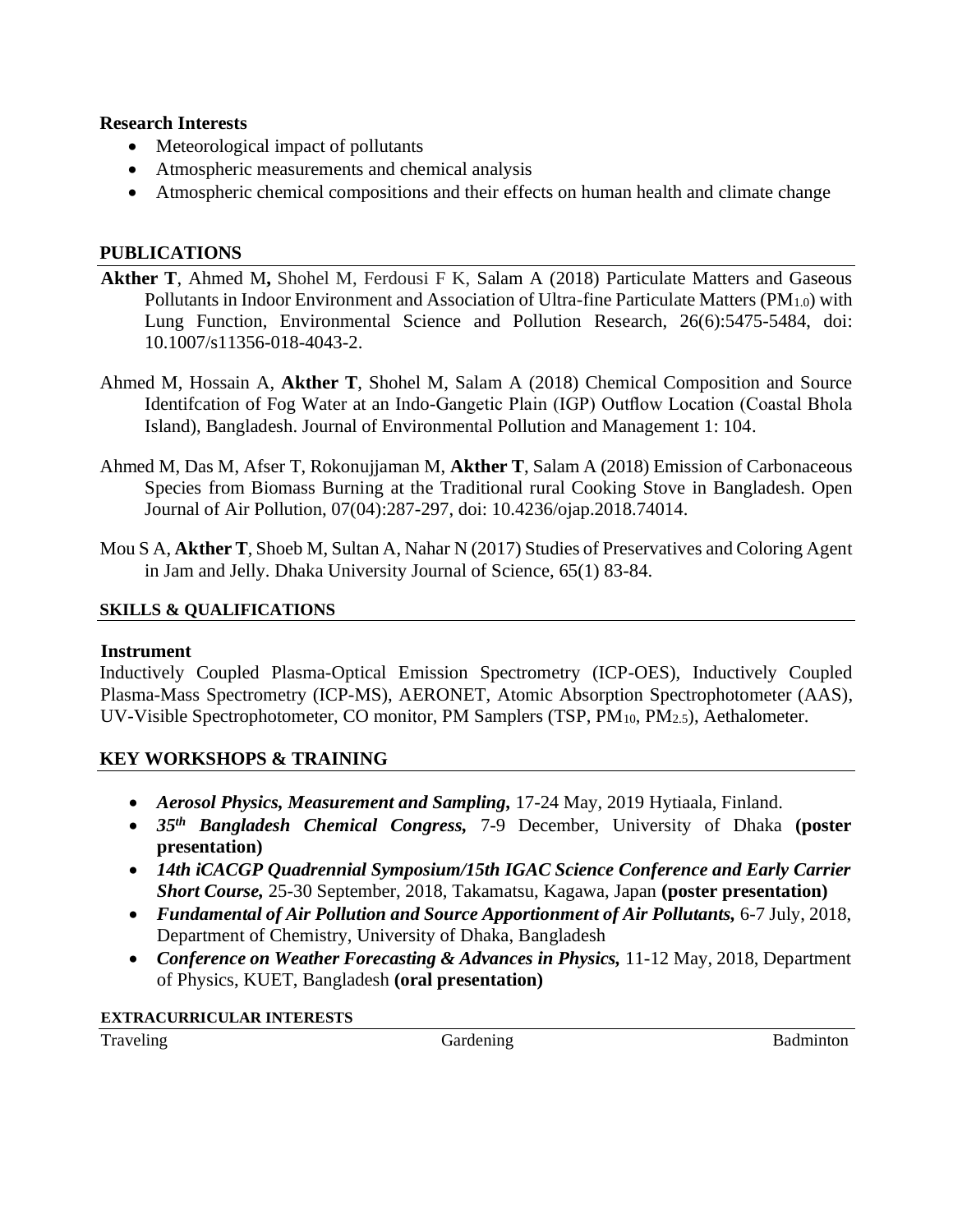**Research Interests**

- Meteorological impact of pollutants
- Atmospheric measurements and chemical analysis
- Atmospheric chemical compositions and their effects on human health and climate change

## PUBLICATIONS

**Akther T**, Ahmed M**,** Shohel M, Ferdousi F K, Salam A (2018) Particulate Matters and Gaseous Pollutants in Indoor Environment and Association of Ultra-fine Particulate Matters ($PM_{1.0}$) with Lung Function, Environmental Science and Pollution Research, 26(6):5475-5484, doi: 10.1007/s11356-018-4043-2.

Ahmed M, Hossain A, **Akther T**, Shohel M, Salam A (2018) Chemical Composition and Source Identifcation of Fog Water at an Indo-Gangetic Plain (IGP) Outflow Location (Coastal Bhola Island), Bangladesh. Journal of Environmental Pollution and Management 1: 104.

Ahmed M, Das M, Afser T, Rokonujjaman M, **Akther T**, Salam A (2018) Emission of Carbonaceous Species from Biomass Burning at the Traditional rural Cooking Stove in Bangladesh. Open Journal of Air Pollution, 07(04):287-297, doi: 10.4236/ojap.2018.74014.

Mou S A, **Akther T**, Shoeb M, Sultan A, Nahar N (2017) Studies of Preservatives and Coloring Agent in Jam and Jelly. Dhaka University Journal of Science, 65(1) 83-84.

## SKILLS & QUALIFICATIONS

**Instrument**

Inductively Coupled Plasma-Optical Emission Spectrometry (ICP-OES), Inductively Coupled Plasma-Mass Spectrometry (ICP-MS), AERONET, Atomic Absorption Spectrophotometer (AAS), UV-Visible Spectrophotometer, CO monitor, PM Samplers (TSP, $PM_{10}$, $PM_{2.5}$), Aethalometer.

## KEY WORKSHOPS & TRAINING

- ***Aerosol Physics, Measurement and Sampling,*** 17-24 May, 2019 Hytiaala, Finland.
- ***35th Bangladesh Chemical Congress,*** 7-9 December, University of Dhaka **(poster presentation)**
- ***14th iCACGP Quadrennial Symposium/15th IGAC Science Conference and Early Carrier Short Course,*** 25-30 September, 2018, Takamatsu, Kagawa, Japan **(poster presentation)**
- ***Fundamental of Air Pollution and Source Apportionment of Air Pollutants,*** 6-7 July, 2018, Department of Chemistry, University of Dhaka, Bangladesh
- ***Conference on Weather Forecasting & Advances in Physics,*** 11-12 May, 2018, Department of Physics, KUET, Bangladesh **(oral presentation)**

## EXTRACURRICULAR INTERESTS

Traveling     Gardening     Badminton